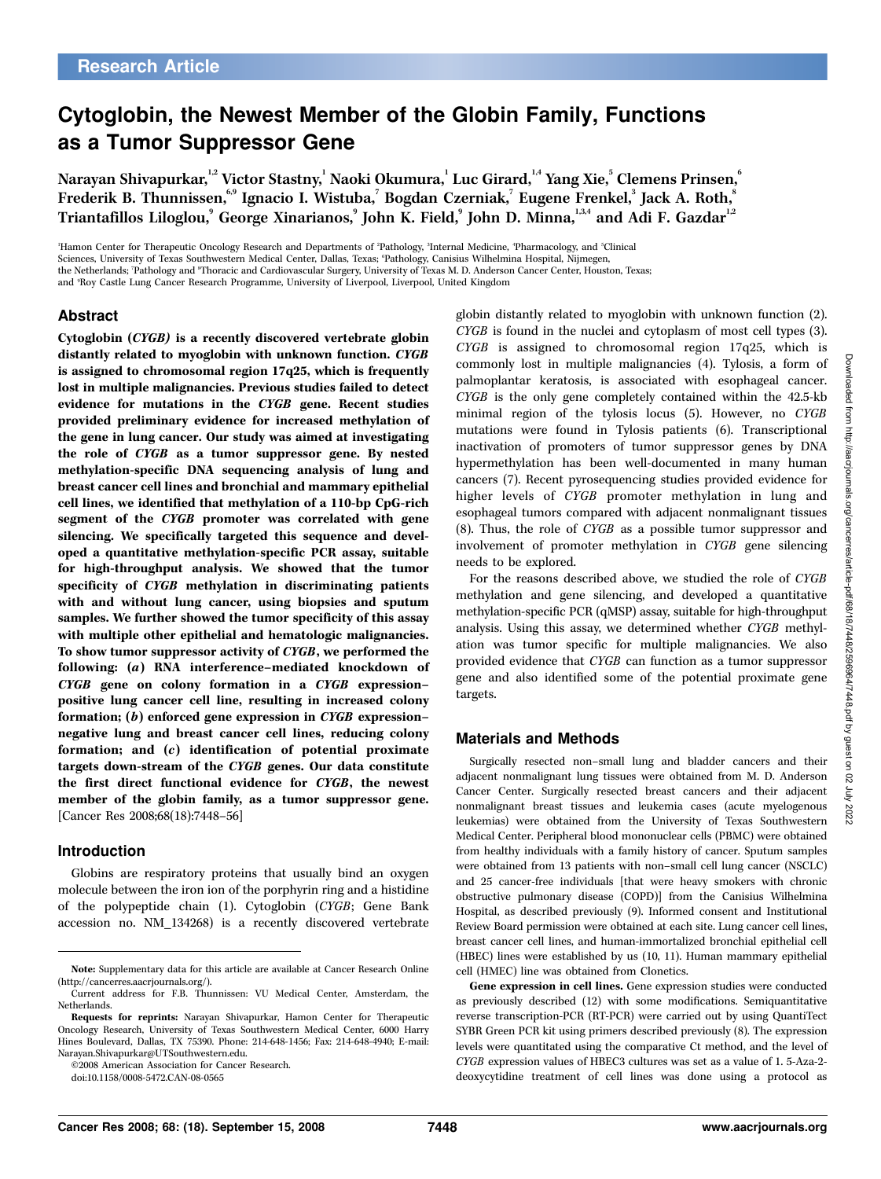Research Article

# Cytoglobin, the Newest Member of the Globin Family, Functions as a Tumor Suppressor Gene

Narayan Shivapurkar,[1,2] Victor Stastny,[1] Naoki Okumura,[1] Luc Girard,[1,4] Yang Xie,[5] Clemens Prinsen,[6] Frederik B. Thunnissen,[6,9] Ignacio I. Wistuba,[7] Bogdan Czerniak,[7] Eugene Frenkel,[3] Jack A. Roth,[8] Triantafillos Liloglou,[9] George Xinarianos,[9] John K. Field,[9] John D. Minna,[1,3,4] and Adi F. Gazdar[1,2]

[1]Hamon Center for Therapeutic Oncology Research and Departments of [2]Pathology, [3]Internal Medicine, [4]Pharmacology, and [5]Clinical Sciences, University of Texas Southwestern Medical Center, Dallas, Texas; [6]Pathology, Canisius Wilhelmina Hospital, Nijmegen, the Netherlands; [7]Pathology and [8]Thoracic and Cardiovascular Surgery, University of Texas M. D. Anderson Cancer Center, Houston, Texas; and [9]Roy Castle Lung Cancer Research Programme, University of Liverpool, Liverpool, United Kingdom

## Abstract

**Cytoglobin (*CYGB*) is a recently discovered vertebrate globin distantly related to myoglobin with unknown function. *CYGB* is assigned to chromosomal region 17q25, which is frequently lost in multiple malignancies. Previous studies failed to detect evidence for mutations in the *CYGB* gene. Recent studies provided preliminary evidence for increased methylation of the gene in lung cancer. Our study was aimed at investigating the role of *CYGB* as a tumor suppressor gene. By nested methylation-specific DNA sequencing analysis of lung and breast cancer cell lines and bronchial and mammary epithelial cell lines, we identified that methylation of a 110-bp CpG-rich segment of the *CYGB* promoter was correlated with gene silencing. We specifically targeted this sequence and developed a quantitative methylation-specific PCR assay, suitable for high-throughput analysis. We showed that the tumor specificity of *CYGB* methylation in discriminating patients with and without lung cancer, using biopsies and sputum samples. We further showed the tumor specificity of this assay with multiple other epithelial and hematologic malignancies. To show tumor suppressor activity of *CYGB*, we performed the following: (*a*) RNA interference–mediated knockdown of *CYGB* gene on colony formation in a *CYGB* expression–positive lung cancer cell line, resulting in increased colony formation; (*b*) enforced gene expression in *CYGB* expression–negative lung and breast cancer cell lines, reducing colony formation; and (*c*) identification of potential proximate targets down-stream of the *CYGB* genes. Our data constitute the first direct functional evidence for *CYGB*, the newest member of the globin family, as a tumor suppressor gene.** [Cancer Res 2008;68(18):7448–56]

## Introduction

Globins are respiratory proteins that usually bind an oxygen molecule between the iron ion of the porphyrin ring and a histidine of the polypeptide chain (1). Cytoglobin (*CYGB*; Gene Bank accession no. NM_134268) is a recently discovered vertebrate globin distantly related to myoglobin with unknown function (2). *CYGB* is found in the nuclei and cytoplasm of most cell types (3). *CYGB* is assigned to chromosomal region 17q25, which is commonly lost in multiple malignancies (4). Tylosis, a form of palmoplantar keratosis, is associated with esophageal cancer. *CYGB* is the only gene completely contained within the 42.5-kb minimal region of the tylosis locus (5). However, no *CYGB* mutations were found in Tylosis patients (6). Transcriptional inactivation of promoters of tumor suppressor genes by DNA hypermethylation has been well-documented in many human cancers (7). Recent pyrosequencing studies provided evidence for higher levels of *CYGB* promoter methylation in lung and esophageal tumors compared with adjacent nonmalignant tissues (8). Thus, the role of *CYGB* as a possible tumor suppressor and involvement of promoter methylation in *CYGB* gene silencing needs to be explored.

For the reasons described above, we studied the role of *CYGB* methylation and gene silencing, and developed a quantitative methylation-specific PCR (qMSP) assay, suitable for high-throughput analysis. Using this assay, we determined whether *CYGB* methylation was tumor specific for multiple malignancies. We also provided evidence that *CYGB* can function as a tumor suppressor gene and also identified some of the potential proximate gene targets.

## Materials and Methods

Surgically resected non–small lung and bladder cancers and their adjacent nonmalignant lung tissues were obtained from M. D. Anderson Cancer Center. Surgically resected breast cancers and their adjacent nonmalignant breast tissues and leukemia cases (acute myelogenous leukemias) were obtained from the University of Texas Southwestern Medical Center. Peripheral blood mononuclear cells (PBMC) were obtained from healthy individuals with a family history of cancer. Sputum samples were obtained from 13 patients with non–small cell lung cancer (NSCLC) and 25 cancer-free individuals [that were heavy smokers with chronic obstructive pulmonary disease (COPD)] from the Canisius Wilhelmina Hospital, as described previously (9). Informed consent and Institutional Review Board permission were obtained at each site. Lung cancer cell lines, breast cancer cell lines, and human-immortalized bronchial epithelial cell (HBEC) lines were established by us (10, 11). Human mammary epithelial cell (HMEC) line was obtained from Clonetics.

**Gene expression in cell lines.** Gene expression studies were conducted as previously described (12) with some modifications. Semiquantitative reverse transcription-PCR (RT-PCR) were carried out by using QuantiTect SYBR Green PCR kit using primers described previously (8). The expression levels were quantitated using the comparative Ct method, and the level of *CYGB* expression values of HBEC3 cultures was set as a value of 1. 5-Aza-2-deoxycytidine treatment of cell lines was done using a protocol as

---

**Note:** Supplementary data for this article are available at Cancer Research Online (http://cancerres.aacrjournals.org/).

Current address for F.B. Thunnissen: VU Medical Center, Amsterdam, the Netherlands.

**Requests for reprints:** Narayan Shivapurkar, Hamon Center for Therapeutic Oncology Research, University of Texas Southwestern Medical Center, 6000 Harry Hines Boulevard, Dallas, TX 75390. Phone: 214-648-1456; Fax: 214-648-4940; E-mail: Narayan.Shivapurkar@UTSouthwestern.edu.

©2008 American Association for Cancer Research.

doi:10.1158/0008-5472.CAN-08-0565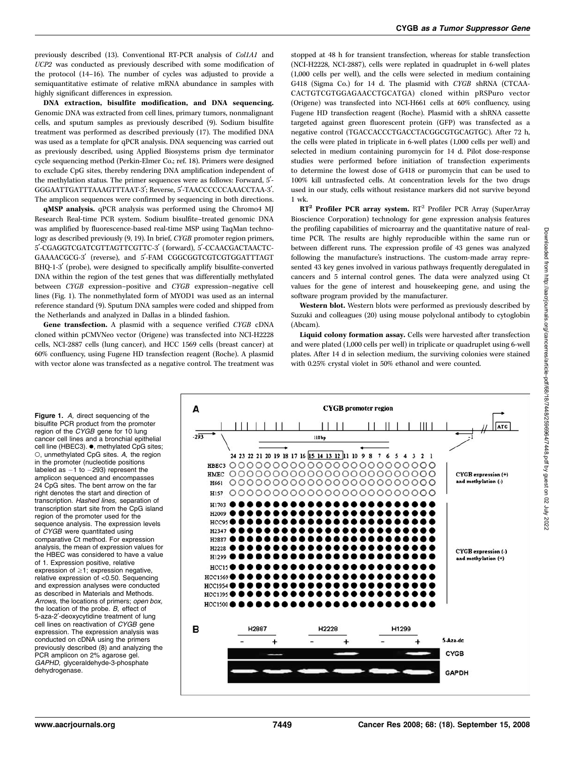previously described (13). Conventional RT-PCR analysis of *Col1A1* and *UCP2* was conducted as previously described with some modification of the protocol (14–16). The number of cycles was adjusted to provide a semiquantitative estimate of relative mRNA abundance in samples with highly significant differences in expression.

**DNA extraction, bisulfite modification, and DNA sequencing.** Genomic DNA was extracted from cell lines, primary tumors, nonmalignant cells, and sputum samples as previously described (9). Sodium bisulfite treatment was performed as described previously (17). The modified DNA was used as a template for qPCR analysis. DNA sequencing was carried out as previously described, using Applied Biosystems prism dye terminator cycle sequencing method (Perkin-Elmer Co.; ref. 18). Primers were designed to exclude CpG sites, thereby rendering DNA amplification independent of the methylation status. The primer sequences were as follows: Forward, 5′-GGGAATTGATTTAAAGTTTAAT-3′; Reverse, 5′-TAACCCCCCAAACCTAA-3′. The amplicon sequences were confirmed by sequencing in both directions.

**qMSP analysis.** qPCR analysis was performed using the Chromo4 MJ Research Real-time PCR system. Sodium bisulfite–treated genomic DNA was amplified by fluorescence-based real-time MSP using TaqMan technology as described previously (9, 19). In brief, *CYGB* promoter region primers, 5′-CGAGGTCGATCGTTAGTTCGTTC-3′ (forward), 5′-CCAACGACTAACTC-GAAAACGCG-3′ (reverse), and 5′-FAM CGGCGGTCGTCGTGGATTTAGT BHQ-1-3′ (probe), were designed to specifically amplify bisulfite-converted DNA within the region of the test genes that was differentially methylated between *CYGB* expression–positive and *CYGB* expression–negative cell lines (Fig. 1). The nonmethylated form of MYOD1 was used as an internal reference standard (9). Sputum DNA samples were coded and shipped from the Netherlands and analyzed in Dallas in a blinded fashion.

**Gene transfection.** A plasmid with a sequence verified *CYGB* cDNA cloned within pCMVNeo vector (Origene) was transfected into NCI-H2228 cells, NCI-2887 cells (lung cancer), and HCC 1569 cells (breast cancer) at 60% confluency, using Fugene HD transfection reagent (Roche). A plasmid with vector alone was transfected as a negative control. The treatment was stopped at 48 h for transient transfection, whereas for stable transfection (NCI-H2228, NCI-2887), cells were replated in quadruplet in 6-well plates (1,000 cells per well), and the cells were selected in medium containing G418 (Sigma Co.) for 14 d. The plasmid with *CYGB* shRNA (CTCAA-CACTGTCGTGGAGAACCTGCATGA) cloned within pRSPuro vector (Origene) was transfected into NCI-H661 cells at 60% confluency, using Fugene HD transfection reagent (Roche). Plasmid with a shRNA cassette targeted against green fluorescent protein (GFP) was transfected as a negative control (TGACCACCCTGACCTACGGCGTGCAGTGC). After 72 h, the cells were plated in triplicate in 6-well plates (1,000 cells per well) and selected in medium containing puromycin for 14 d. Pilot dose-response studies were performed before initiation of transfection experiments to determine the lowest dose of G418 or puromycin that can be used to 100% kill untransfected cells. At concentration levels for the two drugs used in our study, cells without resistance markers did not survive beyond 1 wk.

**RT$^2$ Profiler PCR array system.** RT$^2$ Profiler PCR Array (SuperArray Bioscience Corporation) technology for gene expression analysis features the profiling capabilities of microarray and the quantitative nature of real-time PCR. The results are highly reproducible within the same run or between different runs. The expression profile of 43 genes was analyzed following the manufacture's instructions. The custom-made array represented 43 key genes involved in various pathways frequently deregulated in cancers and 5 internal control genes. The data were analyzed using Ct values for the gene of interest and housekeeping gene, and using the software program provided by the manufacturer.

**Western blot.** Western blots were performed as previously described by Suzuki and colleagues (20) using mouse polyclonal antibody to cytoglobin (Abcam).

**Liquid colony formation assay.** Cells were harvested after transfection and were plated (1,000 cells per well) in triplicate or quadruplet using 6-well plates. After 14 d in selection medium, the surviving colonies were stained with 0.25% crystal violet in 50% ethanol and were counted.

**Figure 1.** *A,* direct sequencing of the bisulfite PCR product from the promoter region of the *CYGB* gene for 10 lung cancer cell lines and a bronchial epithelial cell line (HBEC3). ●, methylated CpG sites; ○, unmethylated CpG sites. *A,* the region in the promoter (nucleotide positions labeled as −1 to −293) represent the amplicon sequenced and encompasses 24 CpG sites. The bent arrow on the far right denotes the start and direction of transcription. *Hashed lines,* separation of transcription start site from the CpG island region of the promoter used for the sequence analysis. The expression levels of *CYGB* were quantitated using comparative Ct method. For expression analysis, the mean of expression values for the HBEC was considered to have a value of 1. Expression positive, relative expression of ≥1; expression negative, relative expression of <0.50. Sequencing and expression analyses were conducted as described in Materials and Methods. *Arrows,* the locations of primers; *open box,* the location of the probe. *B,* effect of 5-aza-2′-deoxycytidine treatment of lung cell lines on reactivation of *CYGB* gene expression. The expression analysis was conducted on cDNA using the primers previously described (8) and analyzing the PCR amplicon on 2% agarose gel. *GAPHD,* glyceraldehyde-3-phosphate dehydrogenase.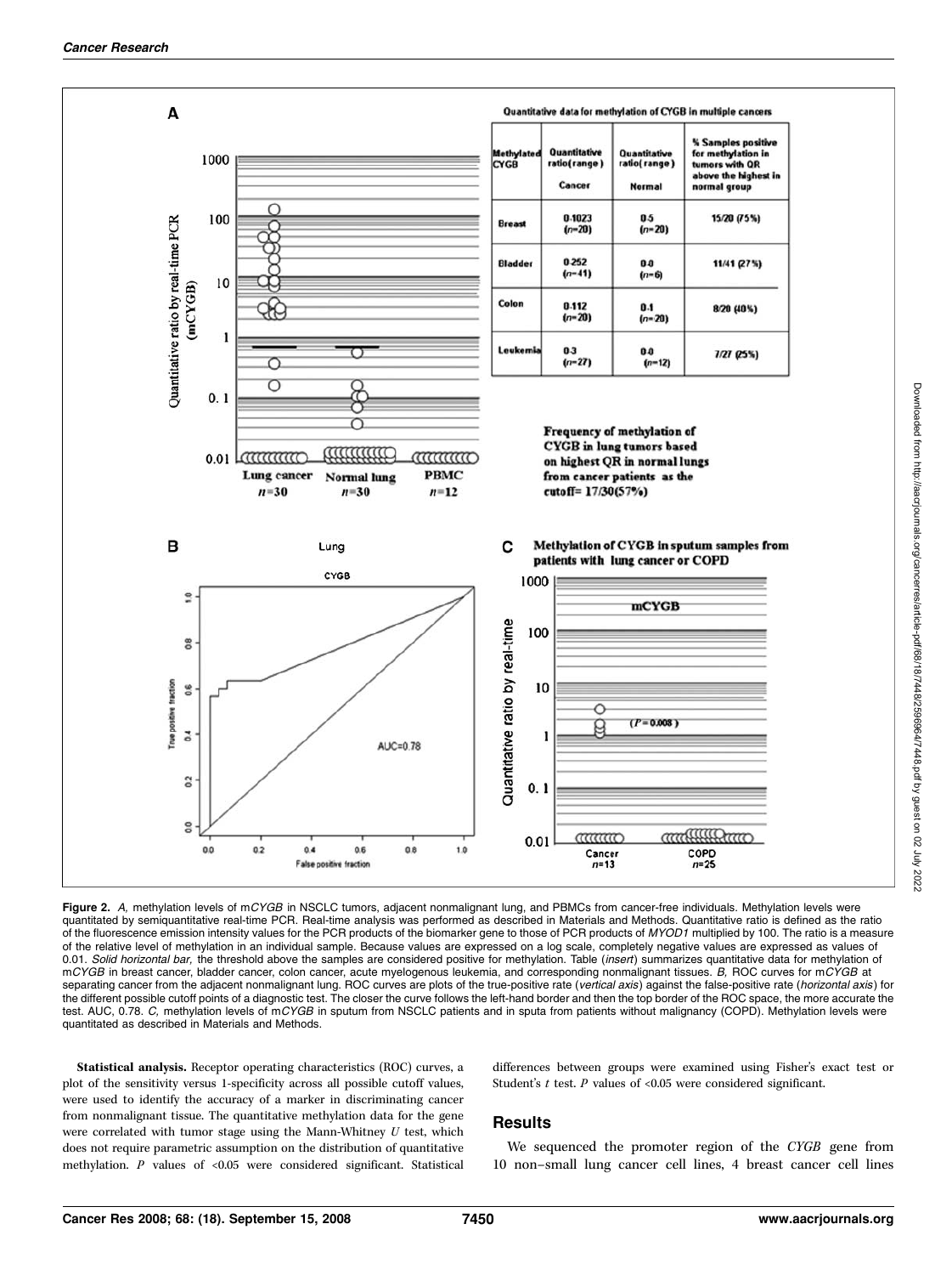**Figure 2.** *A,* methylation levels of m*CYGB* in NSCLC tumors, adjacent nonmalignant lung, and PBMCs from cancer-free individuals. Methylation levels were quantitated by semiquantitative real-time PCR. Real-time analysis was performed as described in Materials and Methods. Quantitative ratio is defined as the ratio of the fluorescence emission intensity values for the PCR products of the biomarker gene to those of PCR products of *MYOD1* multiplied by 100. The ratio is a measure of the relative level of methylation in an individual sample. Because values are expressed on a log scale, completely negative values are expressed as values of 0.01. *Solid horizontal bar,* the threshold above the samples are considered positive for methylation. Table (*insert*) summarizes quantitative data for methylation of m*CYGB* in breast cancer, bladder cancer, colon cancer, acute myelogenous leukemia, and corresponding nonmalignant tissues. *B,* ROC curves for m*CYGB* at separating cancer from the adjacent nonmalignant lung. ROC curves are plots of the true-positive rate (*vertical axis*) against the false-positive rate (*horizontal axis*) for the different possible cutoff points of a diagnostic test. The closer the curve follows the left-hand border and then the top border of the ROC space, the more accurate the test. AUC, 0.78. *C,* methylation levels of m*CYGB* in sputum from NSCLC patients and in sputa from patients without malignancy (COPD). Methylation levels were quantitated as described in Materials and Methods.

**Statistical analysis.** Receptor operating characteristics (ROC) curves, a plot of the sensitivity versus 1-specificity across all possible cutoff values, were used to identify the accuracy of a marker in discriminating cancer from nonmalignant tissue. The quantitative methylation data for the gene were correlated with tumor stage using the Mann-Whitney *U* test, which does not require parametric assumption on the distribution of quantitative methylation. *P* values of <0.05 were considered significant. Statistical differences between groups were examined using Fisher's exact test or Student's *t* test. *P* values of <0.05 were considered significant.

## Results

We sequenced the promoter region of the *CYGB* gene from 10 non–small lung cancer cell lines, 4 breast cancer cell lines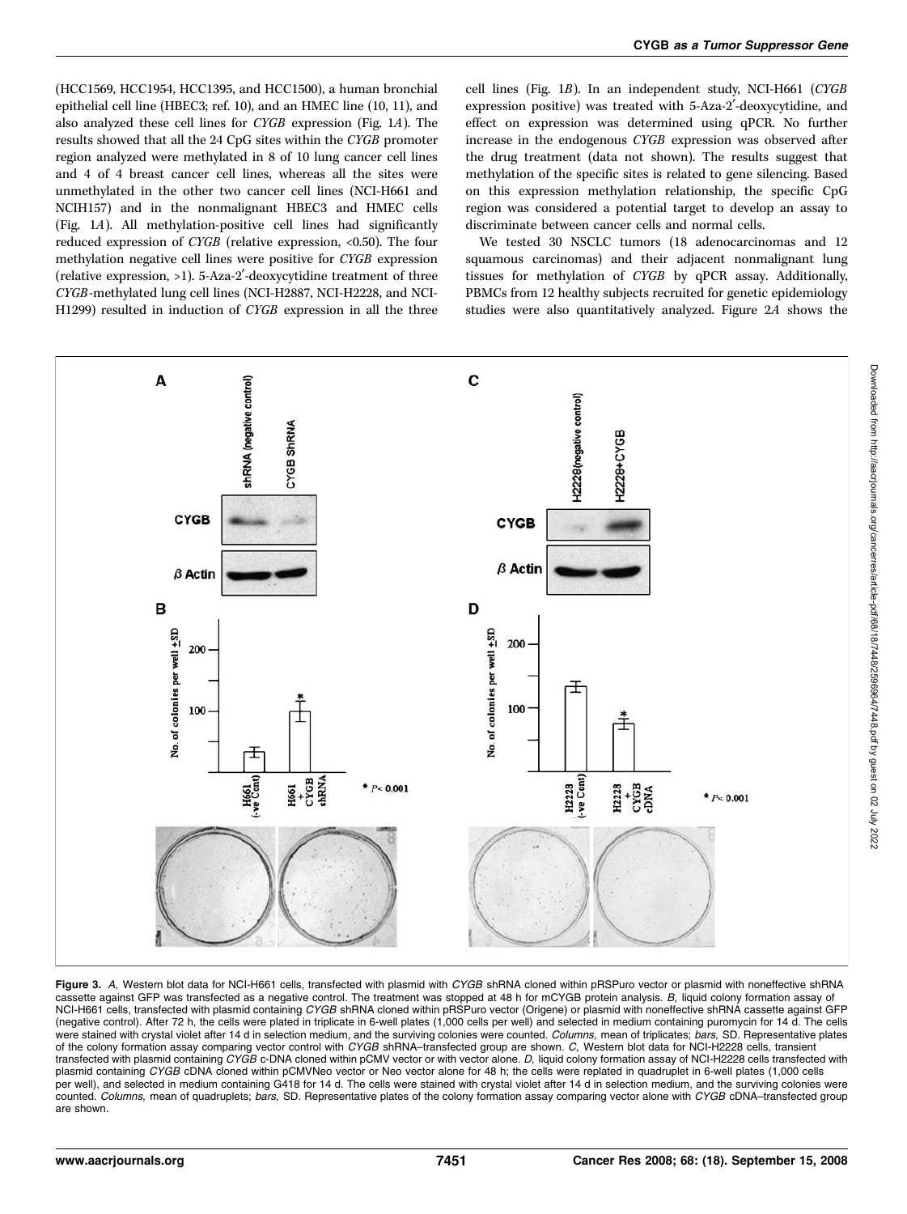(HCC1569, HCC1954, HCC1395, and HCC1500), a human bronchial epithelial cell line (HBEC3; ref. 10), and an HMEC line (10, 11), and also analyzed these cell lines for *CYGB* expression (Fig. 1*A*). The results showed that all the 24 CpG sites within the *CYGB* promoter region analyzed were methylated in 8 of 10 lung cancer cell lines and 4 of 4 breast cancer cell lines, whereas all the sites were unmethylated in the other two cancer cell lines (NCI-H661 and NCIH157) and in the nonmalignant HBEC3 and HMEC cells (Fig. 1*A*). All methylation-positive cell lines had significantly reduced expression of *CYGB* (relative expression, <0.50). The four methylation negative cell lines were positive for *CYGB* expression (relative expression, >1). 5-Aza-2′-deoxycytidine treatment of three *CYGB*-methylated lung cell lines (NCI-H2887, NCI-H2228, and NCI-H1299) resulted in induction of *CYGB* expression in all the three cell lines (Fig. 1*B*). In an independent study, NCI-H661 (*CYGB* expression positive) was treated with 5-Aza-2′-deoxycytidine, and effect on expression was determined using qPCR. No further increase in the endogenous *CYGB* expression was observed after the drug treatment (data not shown). The results suggest that methylation of the specific sites is related to gene silencing. Based on this expression methylation relationship, the specific CpG region was considered a potential target to develop an assay to discriminate between cancer cells and normal cells.

We tested 30 NSCLC tumors (18 adenocarcinomas and 12 squamous carcinomas) and their adjacent nonmalignant lung tissues for methylation of *CYGB* by qPCR assay. Additionally, PBMCs from 12 healthy subjects recruited for genetic epidemiology studies were also quantitatively analyzed. Figure 2*A* shows the

**Figure 3.** *A,* Western blot data for NCI-H661 cells, transfected with plasmid with *CYGB* shRNA cloned within pRSPuro vector or plasmid with noneffective shRNA cassette against GFP was transfected as a negative control. The treatment was stopped at 48 h for mCYGB protein analysis. *B,* liquid colony formation assay of NCI-H661 cells, transfected with plasmid containing *CYGB* shRNA cloned within pRSPuro vector (Origene) or plasmid with noneffective shRNA cassette against GFP (negative control). After 72 h, the cells were plated in triplicate in 6-well plates (1,000 cells per well) and selected in medium containing puromycin for 14 d. The cells were stained with crystal violet after 14 d in selection medium, and the surviving colonies were counted. *Columns,* mean of triplicates; *bars,* SD. Representative plates of the colony formation assay comparing vector control with *CYGB* shRNA–transfected group are shown. *C,* Western blot data for NCI-H2228 cells, transient transfected with plasmid containing *CYGB* c-DNA cloned within pCMV vector or with vector alone. *D,* liquid colony formation assay of NCI-H2228 cells transfected with plasmid containing *CYGB* cDNA cloned within pCMVNeo vector or Neo vector alone for 48 h; the cells were replated in quadruplet in 6-well plates (1,000 cells per well), and selected in medium containing G418 for 14 d. The cells were stained with crystal violet after 14 d in selection medium, and the surviving colonies were counted. *Columns,* mean of quadruplets; *bars,* SD. Representative plates of the colony formation assay comparing vector alone with *CYGB* cDNA–transfected group are shown.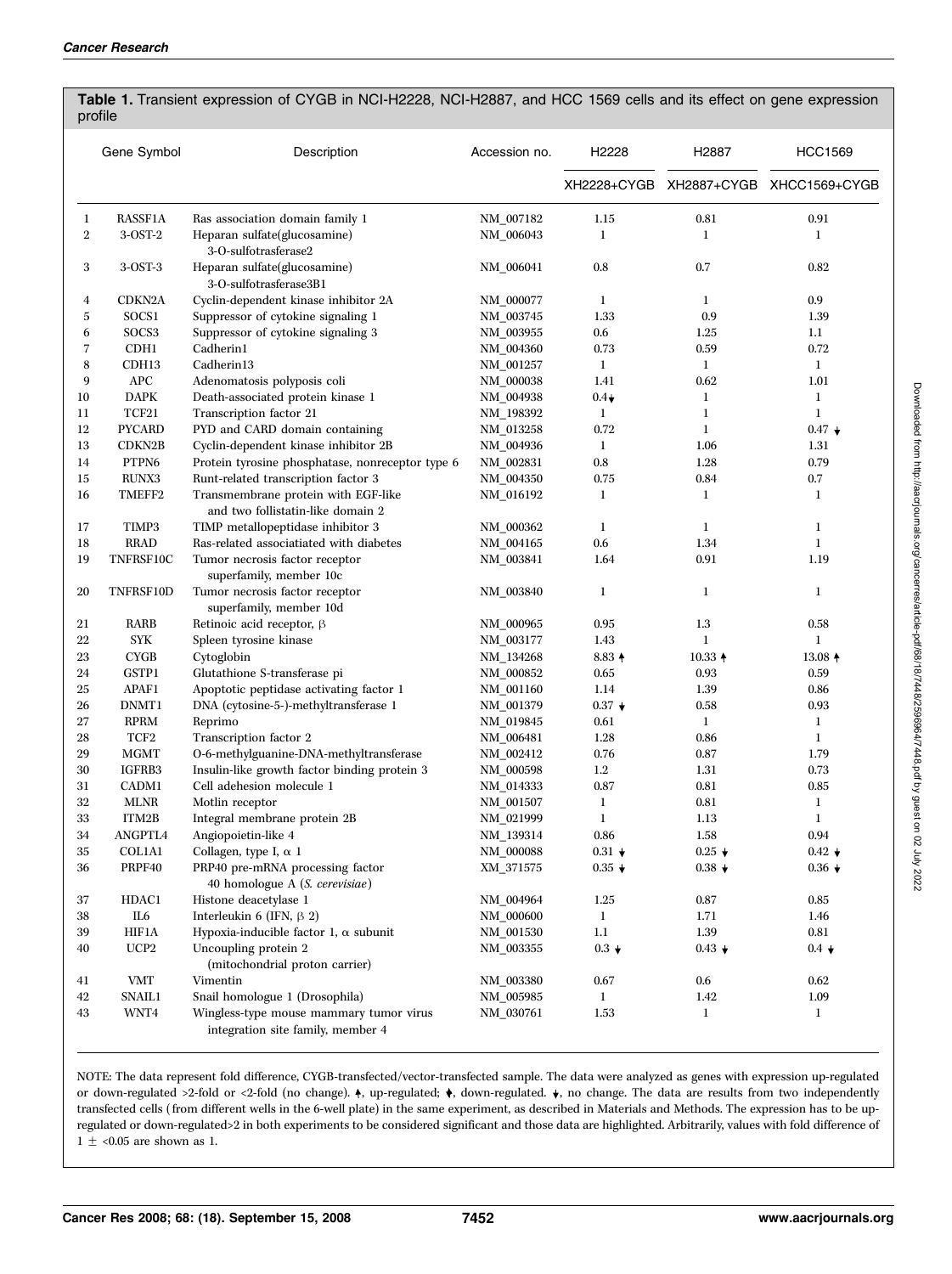**Table 1.** Transient expression of CYGB in NCI-H2228, NCI-H2887, and HCC 1569 cells and its effect on gene expression profile

| | Gene Symbol | Description | Accession no. | H2228 | H2887 | HCC1569 |
|---|---|---|---|---|---|---|
| | | | | XH2228+CYGB | XH2887+CYGB | XHCC1569+CYGB |
| 1 | RASSF1A | Ras association domain family 1 | NM_007182 | 1.15 | 0.81 | 0.91 |
| 2 | 3-OST-2 | Heparan sulfate(glucosamine) 3-O-sulfotrasferase2 | NM_006043 | 1 | 1 | 1 |
| 3 | 3-OST-3 | Heparan sulfate(glucosamine) 3-O-sulfotrasferase3B1 | NM_006041 | 0.8 | 0.7 | 0.82 |
| 4 | CDKN2A | Cyclin-dependent kinase inhibitor 2A | NM_000077 | 1 | 1 | 0.9 |
| 5 | SOCS1 | Suppressor of cytokine signaling 1 | NM_003745 | 1.33 | 0.9 | 1.39 |
| 6 | SOCS3 | Suppressor of cytokine signaling 3 | NM_003955 | 0.6 | 1.25 | 1.1 |
| 7 | CDH1 | Cadherin1 | NM_004360 | 0.73 | 0.59 | 0.72 |
| 8 | CDH13 | Cadherin13 | NM_001257 | 1 | 1 | 1 |
| 9 | APC | Adenomatosis polyposis coli | NM_000038 | 1.41 | 0.62 | 1.01 |
| 10 | DAPK | Death-associated protein kinase 1 | NM_004938 | 0.4↓ | 1 | 1 |
| 11 | TCF21 | Transcription factor 21 | NM_198392 | 1 | 1 | 1 |
| 12 | PYCARD | PYD and CARD domain containing | NM_013258 | 0.72 | 1 | 0.47 ↓ |
| 13 | CDKN2B | Cyclin-dependent kinase inhibitor 2B | NM_004936 | 1 | 1.06 | 1.31 |
| 14 | PTPN6 | Protein tyrosine phosphatase, nonreceptor type 6 | NM_002831 | 0.8 | 1.28 | 0.79 |
| 15 | RUNX3 | Runt-related transcription factor 3 | NM_004350 | 0.75 | 0.84 | 0.7 |
| 16 | TMEFF2 | Transmembrane protein with EGF-like and two follistatin-like domain 2 | NM_016192 | 1 | 1 | 1 |
| 17 | TIMP3 | TIMP metallopeptidase inhibitor 3 | NM_000362 | 1 | 1 | 1 |
| 18 | RRAD | Ras-related associatiated with diabetes | NM_004165 | 0.6 | 1.34 | 1 |
| 19 | TNFRSF10C | Tumor necrosis factor receptor superfamily, member 10c | NM_003841 | 1.64 | 0.91 | 1.19 |
| 20 | TNFRSF10D | Tumor necrosis factor receptor superfamily, member 10d | NM_003840 | 1 | 1 | 1 |
| 21 | RARB | Retinoic acid receptor, β | NM_000965 | 0.95 | 1.3 | 0.58 |
| 22 | SYK | Spleen tyrosine kinase | NM_003177 | 1.43 | 1 | 1 |
| 23 | CYGB | Cytoglobin | NM_134268 | 8.83 ↑ | 10.33 ↑ | 13.08 ↑ |
| 24 | GSTP1 | Glutathione S-transferase pi | NM_000852 | 0.65 | 0.93 | 0.59 |
| 25 | APAF1 | Apoptotic peptidase activating factor 1 | NM_001160 | 1.14 | 1.39 | 0.86 |
| 26 | DNMT1 | DNA (cytosine-5-)-methyltransferase 1 | NM_001379 | 0.37 ↓ | 0.58 | 0.93 |
| 27 | RPRM | Reprimo | NM_019845 | 0.61 | 1 | 1 |
| 28 | TCF2 | Transcription factor 2 | NM_006481 | 1.28 | 0.86 | 1 |
| 29 | MGMT | O-6-methylguanine-DNA-methyltransferase | NM_002412 | 0.76 | 0.87 | 1.79 |
| 30 | IGFRB3 | Insulin-like growth factor binding protein 3 | NM_000598 | 1.2 | 1.31 | 0.73 |
| 31 | CADM1 | Cell adehesion molecule 1 | NM_014333 | 0.87 | 0.81 | 0.85 |
| 32 | MLNR | Motlin receptor | NM_001507 | 1 | 0.81 | 1 |
| 33 | ITM2B | Integral membrane protein 2B | NM_021999 | 1 | 1.13 | 1 |
| 34 | ANGPTL4 | Angiopoietin-like 4 | NM_139314 | 0.86 | 1.58 | 0.94 |
| 35 | COL1A1 | Collagen, type I, α 1 | NM_000088 | 0.31 ↓ | 0.25 ↓ | 0.42 ↓ |
| 36 | PRPF40 | PRP40 pre-mRNA processing factor 40 homologue A (*S. cerevisiae*) | XM_371575 | 0.35 ↓ | 0.38 ↓ | 0.36 ↓ |
| 37 | HDAC1 | Histone deacetylase 1 | NM_004964 | 1.25 | 0.87 | 0.85 |
| 38 | IL6 | Interleukin 6 (IFN, β 2) | NM_000600 | 1 | 1.71 | 1.46 |
| 39 | HIF1A | Hypoxia-inducible factor 1, α subunit | NM_001530 | 1.1 | 1.39 | 0.81 |
| 40 | UCP2 | Uncoupling protein 2 (mitochondrial proton carrier) | NM_003355 | 0.3 ↓ | 0.43 ↓ | 0.4 ↓ |
| 41 | VMT | Vimentin | NM_003380 | 0.67 | 0.6 | 0.62 |
| 42 | SNAIL1 | Snail homologue 1 (Drosophila) | NM_005985 | 1 | 1.42 | 1.09 |
| 43 | WNT4 | Wingless-type mouse mammary tumor virus integration site family, member 4 | NM_030761 | 1.53 | 1 | 1 |

NOTE: The data represent fold difference, CYGB-transfected/vector-transfected sample. The data were analyzed as genes with expression up-regulated or down-regulated >2-fold or <2-fold (no change). ↑, up-regulated; ↓, down-regulated. ↓, no change. The data are results from two independently transfected cells (from different wells in the 6-well plate) in the same experiment, as described in Materials and Methods. The expression has to be up-regulated or down-regulated>2 in both experiments to be considered significant and those data are highlighted. Arbitrarily, values with fold difference of $1 \pm <0.05$ are shown as 1.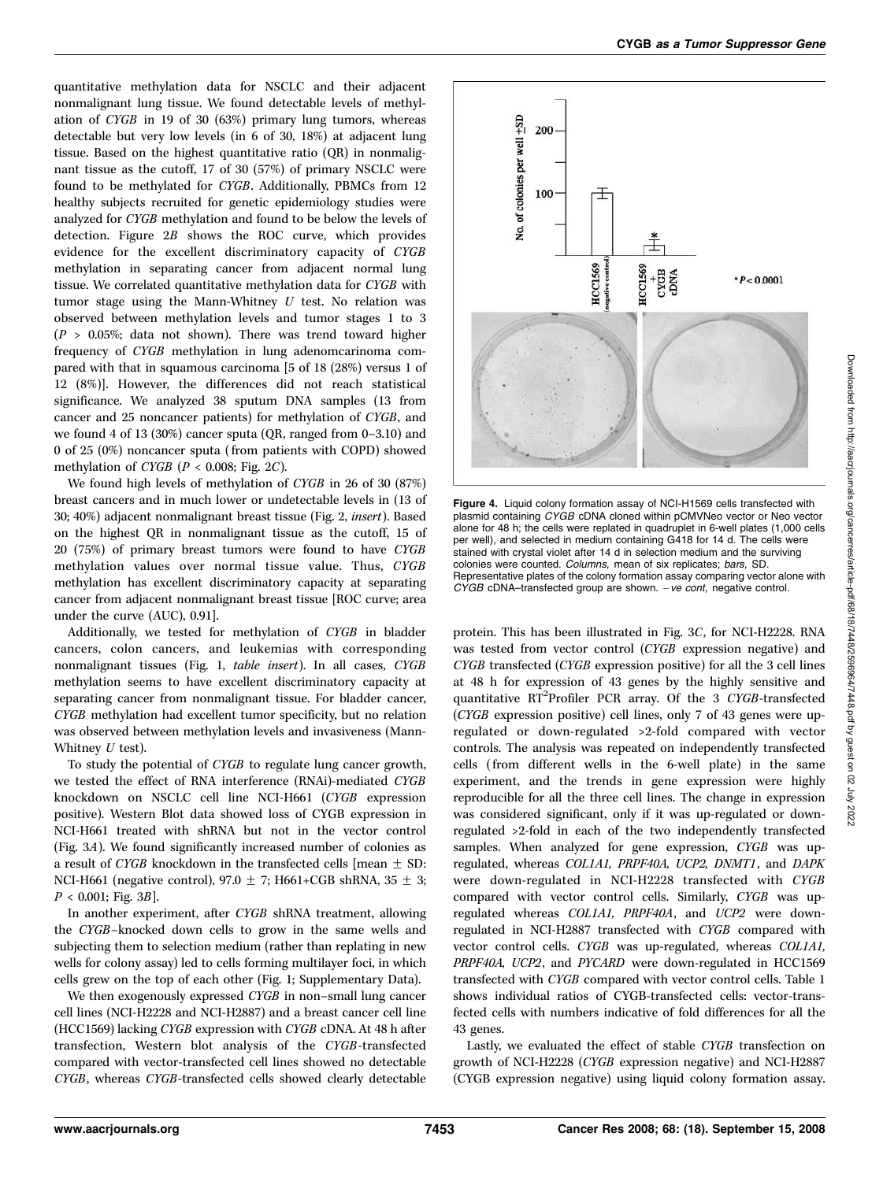quantitative methylation data for NSCLC and their adjacent nonmalignant lung tissue. We found detectable levels of methylation of *CYGB* in 19 of 30 (63%) primary lung tumors, whereas detectable but very low levels (in 6 of 30, 18%) at adjacent lung tissue. Based on the highest quantitative ratio (QR) in nonmalignant tissue as the cutoff, 17 of 30 (57%) of primary NSCLC were found to be methylated for *CYGB*. Additionally, PBMCs from 12 healthy subjects recruited for genetic epidemiology studies were analyzed for *CYGB* methylation and found to be below the levels of detection. Figure 2*B* shows the ROC curve, which provides evidence for the excellent discriminatory capacity of *CYGB* methylation in separating cancer from adjacent normal lung tissue. We correlated quantitative methylation data for *CYGB* with tumor stage using the Mann-Whitney *U* test. No relation was observed between methylation levels and tumor stages 1 to 3 ($P$ > 0.05%; data not shown). There was trend toward higher frequency of *CYGB* methylation in lung adenomcarinoma compared with that in squamous carcinoma [5 of 18 (28%) versus 1 of 12 (8%)]. However, the differences did not reach statistical significance. We analyzed 38 sputum DNA samples (13 from cancer and 25 noncancer patients) for methylation of *CYGB*, and we found 4 of 13 (30%) cancer sputa (QR, ranged from 0–3.10) and 0 of 25 (0%) noncancer sputa (from patients with COPD) showed methylation of *CYGB* ($P$ < 0.008; Fig. 2*C*).

We found high levels of methylation of *CYGB* in 26 of 30 (87%) breast cancers and in much lower or undetectable levels in (13 of 30; 40%) adjacent nonmalignant breast tissue (Fig. 2, *insert*). Based on the highest QR in nonmalignant tissue as the cutoff, 15 of 20 (75%) of primary breast tumors were found to have *CYGB* methylation values over normal tissue value. Thus, *CYGB* methylation has excellent discriminatory capacity at separating cancer from adjacent nonmalignant breast tissue [ROC curve; area under the curve (AUC), 0.91].

Additionally, we tested for methylation of *CYGB* in bladder cancers, colon cancers, and leukemias with corresponding nonmalignant tissues (Fig. 1, *table insert*). In all cases, *CYGB* methylation seems to have excellent discriminatory capacity at separating cancer from nonmalignant tissue. For bladder cancer, *CYGB* methylation had excellent tumor specificity, but no relation was observed between methylation levels and invasiveness (Mann-Whitney *U* test).

To study the potential of *CYGB* to regulate lung cancer growth, we tested the effect of RNA interference (RNAi)-mediated *CYGB* knockdown on NSCLC cell line NCI-H661 (*CYGB* expression positive). Western Blot data showed loss of CYGB expression in NCI-H661 treated with shRNA but not in the vector control (Fig. 3*A*). We found significantly increased number of colonies as a result of *CYGB* knockdown in the transfected cells [mean ± SD: NCI-H661 (negative control), 97.0 ± 7; H661+CGB shRNA, 35 ± 3; $P$ < 0.001; Fig. 3*B*].

In another experiment, after *CYGB* shRNA treatment, allowing the *CYGB*–knocked down cells to grow in the same wells and subjecting them to selection medium (rather than replating in new wells for colony assay) led to cells forming multilayer foci, in which cells grew on the top of each other (Fig. 1; Supplementary Data).

We then exogenously expressed *CYGB* in non–small lung cancer cell lines (NCI-H2228 and NCI-H2887) and a breast cancer cell line (HCC1569) lacking *CYGB* expression with *CYGB* cDNA. At 48 h after transfection, Western blot analysis of the *CYGB*-transfected compared with vector-transfected cell lines showed no detectable *CYGB*, whereas *CYGB*-transfected cells showed clearly detectable protein. This has been illustrated in Fig. 3*C*, for NCI-H2228. RNA was tested from vector control (*CYGB* expression negative) and *CYGB* transfected (*CYGB* expression positive) for all the 3 cell lines at 48 h for expression of 43 genes by the highly sensitive and quantitative RT[2]Profiler PCR array. Of the 3 *CYGB*-transfected (*CYGB* expression positive) cell lines, only 7 of 43 genes were up-regulated or down-regulated >2-fold compared with vector controls. The analysis was repeated on independently transfected cells (from different wells in the 6-well plate) in the same experiment, and the trends in gene expression were highly reproducible for all the three cell lines. The change in expression was considered significant, only if it was up-regulated or down-regulated >2-fold in each of the two independently transfected samples. When analyzed for gene expression, *CYGB* was up-regulated, whereas *COL1A1, PRPF40A, UCP2, DNMT1*, and *DAPK* were down-regulated in NCI-H2228 transfected with *CYGB* compared with vector control cells. Similarly, *CYGB* was up-regulated whereas *COL1A1, PRPF40A*, and *UCP2* were down-regulated in NCI-H2887 transfected with *CYGB* compared with vector control cells. *CYGB* was up-regulated, whereas *COL1A1, PRPF40A, UCP2*, and *PYCARD* were down-regulated in HCC1569 transfected with *CYGB* compared with vector control cells. Table 1 shows individual ratios of CYGB-transfected cells: vector-transfected cells with numbers indicative of fold differences for all the 43 genes.

Lastly, we evaluated the effect of stable *CYGB* transfection on growth of NCI-H2228 (*CYGB* expression negative) and NCI-H2887 (CYGB expression negative) using liquid colony formation assay.

**Figure 4.** Liquid colony formation assay of NCI-H1569 cells transfected with plasmid containing *CYGB* cDNA cloned within pCMVNeo vector or Neo vector alone for 48 h; the cells were replated in quadruplet in 6-well plates (1,000 cells per well), and selected in medium containing G418 for 14 d. The cells were stained with crystal violet after 14 d in selection medium and the surviving colonies were counted. *Columns,* mean of six replicates; *bars,* SD. Representative plates of the colony formation assay comparing vector alone with *CYGB* cDNA–transfected group are shown. *–ve cont,* negative control.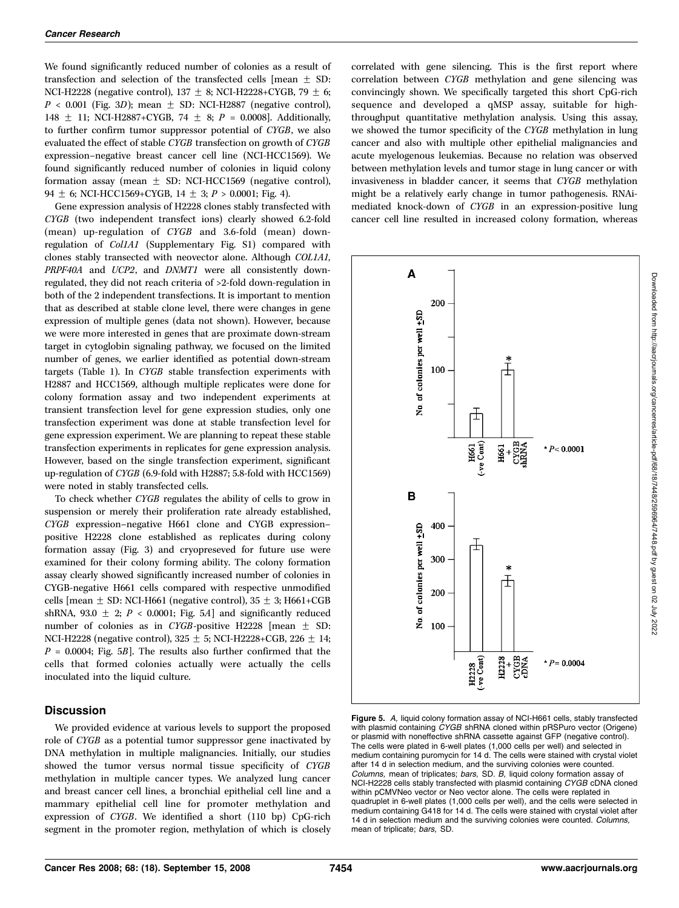We found significantly reduced number of colonies as a result of transfection and selection of the transfected cells [mean ± SD: NCI-H2228 (negative control), 137 ± 8; NCI-H2228+CYGB, 79 ± 6; $P < 0.001$ (Fig. 3D); mean ± SD: NCI-H2887 (negative control), 148 ± 11; NCI-H2887+CYGB, 74 ± 8; $P = 0.0008$]. Additionally, to further confirm tumor suppressor potential of *CYGB*, we also evaluated the effect of stable *CYGB* transfection on growth of *CYGB* expression–negative breast cancer cell line (NCI-HCC1569). We found significantly reduced number of colonies in liquid colony formation assay (mean ± SD: NCI-HCC1569 (negative control), 94 ± 6; NCI-HCC1569+CYGB, 14 ± 3; $P > 0.0001$; Fig. 4).

Gene expression analysis of H2228 clones stably transfected with *CYGB* (two independent transfect ions) clearly showed 6.2-fold (mean) up-regulation of *CYGB* and 3.6-fold (mean) down-regulation of *Col1A1* (Supplementary Fig. S1) compared with clones stably transected with neovector alone. Although *COL1A1, PRPF40A* and *UCP2*, and *DNMT1* were all consistently down-regulated, they did not reach criteria of >2-fold down-regulation in both of the 2 independent transfections. It is important to mention that as described at stable clone level, there were changes in gene expression of multiple genes (data not shown). However, because we were more interested in genes that are proximate down-stream target in cytoglobin signaling pathway, we focused on the limited number of genes, we earlier identified as potential down-stream targets (Table 1). In *CYGB* stable transfection experiments with H2887 and HCC1569, although multiple replicates were done for colony formation assay and two independent experiments at transient transfection level for gene expression studies, only one transfection experiment was done at stable transfection level for gene expression experiment. We are planning to repeat these stable transfection experiments in replicates for gene expression analysis. However, based on the single transfection experiment, significant up-regulation of *CYGB* (6.9-fold with H2887; 5.8-fold with HCC1569) were noted in stably transfected cells.

To check whether *CYGB* regulates the ability of cells to grow in suspension or merely their proliferation rate already established, *CYGB* expression–negative H661 clone and CYGB expression–positive H2228 clone established as replicates during colony formation assay (Fig. 3) and cryopreseved for future use were examined for their colony forming ability. The colony formation assay clearly showed significantly increased number of colonies in CYGB-negative H661 cells compared with respective unmodified cells [mean ± SD: NCI-H661 (negative control), 35 ± 3; H661+CGB shRNA, 93.0 ± 2; $P < 0.0001$; Fig. 5A] and significantly reduced number of colonies as in *CYGB*-positive H2228 [mean ± SD: NCI-H2228 (negative control), 325 ± 5; NCI-H2228+CGB, 226 ± 14; $P = 0.0004$; Fig. 5B]. The results also further confirmed that the cells that formed colonies actually were actually the cells inoculated into the liquid culture.

## Discussion

We provided evidence at various levels to support the proposed role of *CYGB* as a potential tumor suppressor gene inactivated by DNA methylation in multiple malignancies. Initially, our studies showed the tumor versus normal tissue specificity of *CYGB* methylation in multiple cancer types. We analyzed lung cancer and breast cancer cell lines, a bronchial epithelial cell line and a mammary epithelial cell line for promoter methylation and expression of *CYGB*. We identified a short (110 bp) CpG-rich segment in the promoter region, methylation of which is closely correlated with gene silencing. This is the first report where correlation between *CYGB* methylation and gene silencing was convincingly shown. We specifically targeted this short CpG-rich sequence and developed a qMSP assay, suitable for high-throughput quantitative methylation analysis. Using this assay, we showed the tumor specificity of the *CYGB* methylation in lung cancer and also with multiple other epithelial malignancies and acute myelogenous leukemias. Because no relation was observed between methylation levels and tumor stage in lung cancer or with invasiveness in bladder cancer, it seems that *CYGB* methylation might be a relatively early change in tumor pathogenesis. RNAi-mediated knock-down of *CYGB* in an expression-positive lung cancer cell line resulted in increased colony formation, whereas

**Figure 5.** *A,* liquid colony formation assay of NCI-H661 cells, stably transfected with plasmid containing *CYGB* shRNA cloned within pRSPuro vector (Origene) or plasmid with noneffective shRNA cassette against GFP (negative control). The cells were plated in 6-well plates (1,000 cells per well) and selected in medium containing puromycin for 14 d. The cells were stained with crystal violet after 14 d in selection medium, and the surviving colonies were counted. *Columns,* mean of triplicates; *bars,* SD. *B,* liquid colony formation assay of NCI-H2228 cells stably transfected with plasmid containing *CYGB* cDNA cloned within pCMVNeo vector or Neo vector alone. The cells were replated in quadruplet in 6-well plates (1,000 cells per well), and the cells were selected in medium containing G418 for 14 d. The cells were stained with crystal violet after 14 d in selection medium and the surviving colonies were counted. *Columns,* mean of triplicate; *bars,* SD.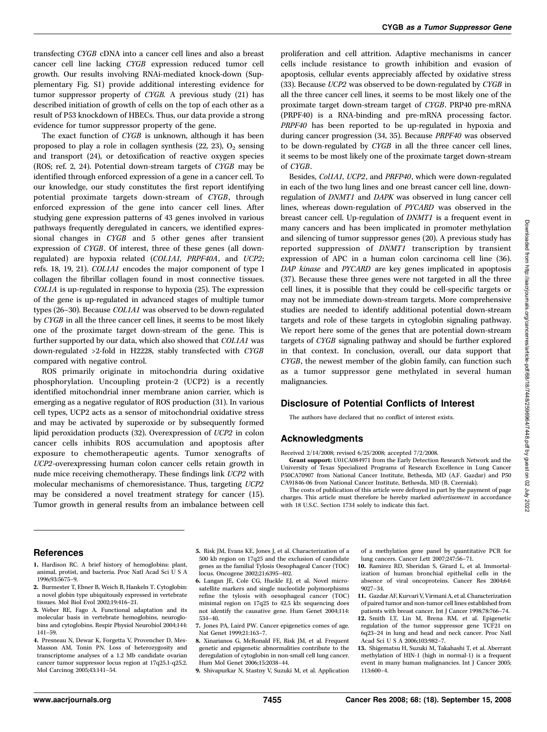transfecting *CYGB* cDNA into a cancer cell lines and also a breast cancer cell line lacking *CYGB* expression reduced tumor cell growth. Our results involving RNAi-mediated knock-down (Supplementary Fig. S1) provide additional interesting evidence for tumor suppressor property of *CYGB*. A previous study (21) has described initiation of growth of cells on the top of each other as a result of P53 knockdown of HBECs. Thus, our data provide a strong evidence for tumor suppressor property of the gene.

The exact function of *CYGB* is unknown, although it has been proposed to play a role in collagen synthesis (22, 23), $O_2$ sensing and transport (24), or detoxification of reactive oxygen species (ROS; ref. 2, 24). Potential down-stream targets of *CYGB* may be identified through enforced expression of a gene in a cancer cell. To our knowledge, our study constitutes the first report identifying potential proximate targets down-stream of *CYGB*, through enforced expression of the gene into cancer cell lines. After studying gene expression patterns of 43 genes involved in various pathways frequently deregulated in cancers, we identified expressional changes in *CYGB* and 5 other genes after transient expression of *CYGB*. Of interest, three of these genes (all down-regulated) are hypoxia related (*COL1A1, PRPF40A*, and *UCP2*; refs. 18, 19, 21). *COL1A1* encodes the major component of type I collagen the fibrillar collagen found in most connective tissues. *COL1A* is up-regulated in response to hypoxia (25). The expression of the gene is up-regulated in advanced stages of multiple tumor types (26–30). Because *COL1A1* was observed to be down-regulated by *CYGB* in all the three cancer cell lines, it seems to be most likely one of the proximate target down-stream of the gene. This is further supported by our data, which also showed that *COL1A1* was down-regulated >2-fold in H2228, stably transfected with *CYGB* compared with negative control.

ROS primarily originate in mitochondria during oxidative phosphorylation. Uncoupling protein-2 (UCP2) is a recently identified mitochondrial inner membrane anion carrier, which is emerging as a negative regulator of ROS production (31). In various cell types, UCP2 acts as a sensor of mitochondrial oxidative stress and may be activated by superoxide or by subsequently formed lipid peroxidation products (32). Overexpression of *UCP2* in colon cancer cells inhibits ROS accumulation and apoptosis after exposure to chemotherapeutic agents. Tumor xenografts of *UCP2*-overexpressing human colon cancer cells retain growth in nude mice receiving chemotherapy. These findings link *UCP2* with molecular mechanisms of chemoresistance. Thus, targeting *UCP2* may be considered a novel treatment strategy for cancer (15). Tumor growth in general results from an imbalance between cell proliferation and cell attrition. Adaptive mechanisms in cancer cells include resistance to growth inhibition and evasion of apoptosis, cellular events appreciably affected by oxidative stress (33). Because *UCP2* was observed to be down-regulated by *CYGB* in all the three cancer cell lines, it seems to be most likely one of the proximate target down-stream target of *CYGB*. PRP40 pre-mRNA (PRPF40) is a RNA-binding and pre-mRNA processing factor. *PRPF40* has been reported to be up-regulated in hypoxia and during cancer progression (34, 35). Because *PRPF40* was observed to be down-regulated by *CYGB* in all the three cancer cell lines, it seems to be most likely one of the proximate target down-stream of *CYGB*.

Besides, *Col1A1, UCP2*, and *PRFP40*, which were down-regulated in each of the two lung lines and one breast cancer cell line, down-regulation of *DNMT1* and *DAPK* was observed in lung cancer cell lines, whereas down-regulation of *PYCARD* was observed in the breast cancer cell. Up-regulation of *DNMT1* is a frequent event in many cancers and has been implicated in promoter methylation and silencing of tumor suppressor genes (20). A previous study has reported suppression of *DNMT1* transcription by transient expression of APC in a human colon carcinoma cell line (36). *DAP kinase* and *PYCARD* are key genes implicated in apoptosis (37). Because these three genes were not targeted in all the three cell lines, it is possible that they could be cell-specific targets or may not be immediate down-stream targets. More comprehensive studies are needed to identify additional potential down-stream targets and role of these targets in cytoglobin signaling pathway. We report here some of the genes that are potential down-stream targets of *CYGB* signaling pathway and should be further explored in that context. In conclusion, overall, our data support that *CYGB*, the newest member of the globin family, can function such as a tumor suppressor gene methylated in several human malignancies.

## Disclosure of Potential Conflicts of Interest

The authors have declared that no conflict of interest exists.

## Acknowledgments

Received 2/14/2008; revised 6/25/2008; accepted 7/2/2008.

**Grant support:** U01CA084971 from the Early Detection Research Network and the University of Texas Specialized Programs of Research Excellence in Lung Cancer P50CA70907 from National Cancer Institute, Bethesda, MD (A.F. Gazdar) and P50 CA91846-06 from National Cancer Institute, Bethesda, MD (B. Czerniak).

The costs of publication of this article were defrayed in part by the payment of page charges. This article must therefore be hereby marked *advertisement* in accordance with 18 U.S.C. Section 1734 solely to indicate this fact.

## References

1. Hardison RC. A brief history of hemoglobins: plant, animal, protist, and bacteria. Proc Natl Acad Sci U S A 1996;93:5675–9.
2. Burmester T, Ebner B, Weich B, Hankeln T. Cytoglobin: a novel globin type ubiquitously expressed in vertebrate tissues. Mol Biol Evol 2002;19:416–21.
3. Weber RE, Fago A. Functional adaptation and its molecular basis in vertebrate hemoglobins, neuroglobins and cytoglobins. Respir Physiol Neurobiol 2004;144: 141–59.
4. Presneau N, Dewar K, Forgetta V, Provencher D, Mes-Masson AM, Tonin PN. Loss of heterozygosity and transcriptome analyses of a 1.2 Mb candidate ovarian cancer tumor suppressor locus region at 17q25.1-q25.2. Mol Carcinog 2005;43:141–54.
5. Risk JM, Evans KE, Jones J, et al. Characterization of a 500 kb region on 17q25 and the exclusion of candidate genes as the familial Tylosis Oesophageal Cancer (TOC) locus. Oncogene 2002;21:6395–402.
6. Langan JE, Cole CG, Huckle EJ, et al. Novel microsatellite markers and single nucleotide polymorphisms refine the tylosis with oesophageal cancer (TOC) minimal region on 17q25 to 42.5 kb: sequencing does not identify the causative gene. Hum Genet 2004;114: 534–40.
7. Jones PA, Laird PW. Cancer epigenetics comes of age. Nat Genet 1999;21:163–7.
8. Xinarianos G, McRonald FE, Risk JM, et al. Frequent genetic and epigenetic abnormalities contribute to the deregulation of cytoglobin in non-small cell lung cancer. Hum Mol Genet 2006;15:2038–44.
9. Shivapurkar N, Stastny V, Suzuki M, et al. Application of a methylation gene panel by quantitative PCR for lung cancers. Cancer Lett 2007;247:56–71.
10. Ramirez RD, Sheridan S, Girard L, et al. Immortalization of human bronchial epithelial cells in the absence of viral oncoproteins. Cancer Res 2004;64: 9027–34.
11. Gazdar AF, Kurvari V, Virmani A, et al. Characterization of paired tumor and non-tumor cell lines established from patients with breast cancer. Int J Cancer 1998;78:766–74.
12. Smith LT, Lin M, Brena RM, et al. Epigenetic regulation of the tumor suppressor gene TCF21 on 6q23–24 in lung and head and neck cancer. Proc Natl Acad Sci U S A 2006;103:982–7.
13. Shigematsu H, Suzuki M, Takahashi T, et al. Aberrant methylation of HIN-1 (high in normal-1) is a frequent event in many human malignancies. Int J Cancer 2005; 113:600–4.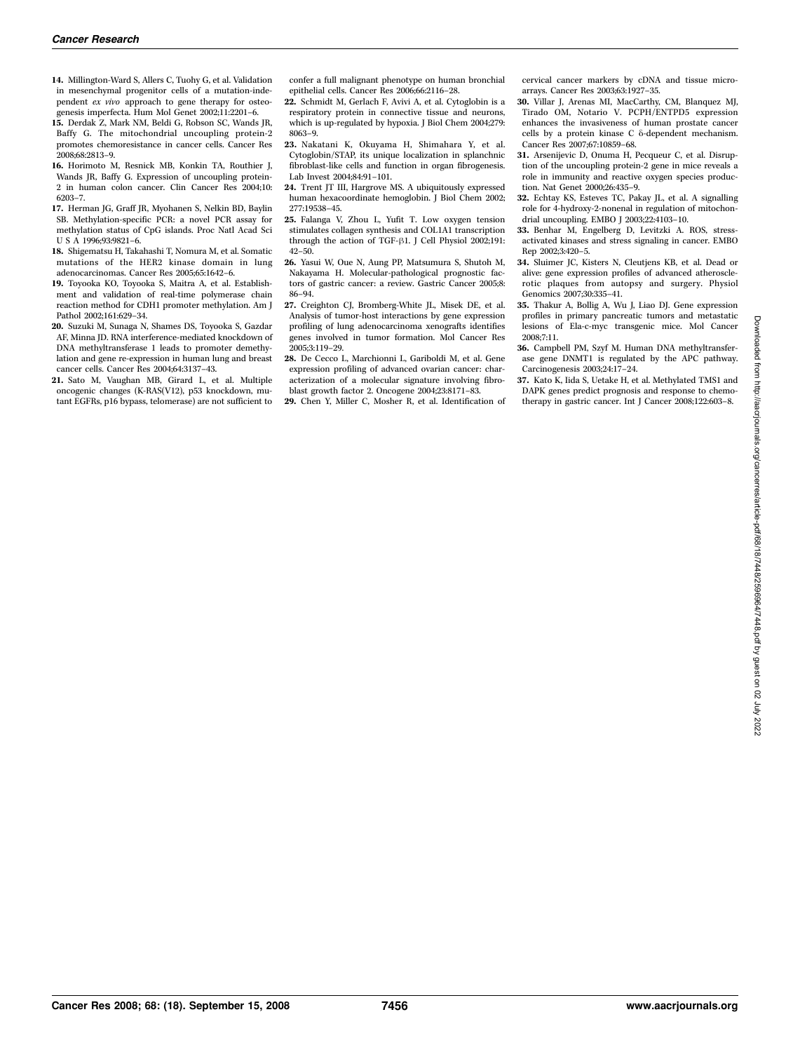14. Millington-Ward S, Allers C, Tuohy G, et al. Validation in mesenchymal progenitor cells of a mutation-independent *ex vivo* approach to gene therapy for osteogenesis imperfecta. Hum Mol Genet 2002;11:2201–6.

15. Derdak Z, Mark NM, Beldi G, Robson SC, Wands JR, Baffy G. The mitochondrial uncoupling protein-2 promotes chemoresistance in cancer cells. Cancer Res 2008;68:2813–9.

16. Horimoto M, Resnick MB, Konkin TA, Routhier J, Wands JR, Baffy G. Expression of uncoupling protein-2 in human colon cancer. Clin Cancer Res 2004;10:6203–7.

17. Herman JG, Graff JR, Myohanen S, Nelkin BD, Baylin SB. Methylation-specific PCR: a novel PCR assay for methylation status of CpG islands. Proc Natl Acad Sci U S A 1996;93:9821–6.

18. Shigematsu H, Takahashi T, Nomura M, et al. Somatic mutations of the HER2 kinase domain in lung adenocarcinomas. Cancer Res 2005;65:1642–6.

19. Toyooka KO, Toyooka S, Maitra A, et al. Establishment and validation of real-time polymerase chain reaction method for CDH1 promoter methylation. Am J Pathol 2002;161:629–34.

20. Suzuki M, Sunaga N, Shames DS, Toyooka S, Gazdar AF, Minna JD. RNA interference-mediated knockdown of DNA methyltransferase 1 leads to promoter demethylation and gene re-expression in human lung and breast cancer cells. Cancer Res 2004;64:3137–43.

21. Sato M, Vaughan MB, Girard L, et al. Multiple oncogenic changes (K-RAS(V12), p53 knockdown, mutant EGFRs, p16 bypass, telomerase) are not sufficient to confer a full malignant phenotype on human bronchial epithelial cells. Cancer Res 2006;66:2116–28.

22. Schmidt M, Gerlach F, Avivi A, et al. Cytoglobin is a respiratory protein in connective tissue and neurons, which is up-regulated by hypoxia. J Biol Chem 2004;279:8063–9.

23. Nakatani K, Okuyama H, Shimahara Y, et al. Cytoglobin/STAP, its unique localization in splanchnic fibroblast-like cells and function in organ fibrogenesis. Lab Invest 2004;84:91–101.

24. Trent JT III, Hargrove MS. A ubiquitously expressed human hexacoordinate hemoglobin. J Biol Chem 2002;277:19538–45.

25. Falanga V, Zhou L, Yufit T. Low oxygen tension stimulates collagen synthesis and COL1A1 transcription through the action of TGF-β1. J Cell Physiol 2002;191:42–50.

26. Yasui W, Oue N, Aung PP, Matsumura S, Shutoh M, Nakayama H. Molecular-pathological prognostic factors of gastric cancer: a review. Gastric Cancer 2005;8:86–94.

27. Creighton CJ, Bromberg-White JL, Misek DE, et al. Analysis of tumor-host interactions by gene expression profiling of lung adenocarcinoma xenografts identifies genes involved in tumor formation. Mol Cancer Res 2005;3:119–29.

28. De Cecco L, Marchionni L, Gariboldi M, et al. Gene expression profiling of advanced ovarian cancer: characterization of a molecular signature involving fibroblast growth factor 2. Oncogene 2004;23:8171–83.

29. Chen Y, Miller C, Mosher R, et al. Identification of cervical cancer markers by cDNA and tissue microarrays. Cancer Res 2003;63:1927–35.

30. Villar J, Arenas MI, MacCarthy, CM, Blanquez MJ, Tirado OM, Notario V. PCPH/ENTPD5 expression enhances the invasiveness of human prostate cancer cells by a protein kinase C δ-dependent mechanism. Cancer Res 2007;67:10859–68.

31. Arsenijevic D, Onuma H, Pecqueur C, et al. Disruption of the uncoupling protein-2 gene in mice reveals a role in immunity and reactive oxygen species production. Nat Genet 2000;26:435–9.

32. Echtay KS, Esteves TC, Pakay JL, et al. A signalling role for 4-hydroxy-2-nonenal in regulation of mitochondrial uncoupling. EMBO J 2003;22:4103–10.

33. Benhar M, Engelberg D, Levitzki A. ROS, stress-activated kinases and stress signaling in cancer. EMBO Rep 2002;3:420–5.

34. Sluimer JC, Kisters N, Cleutjens KB, et al. Dead or alive: gene expression profiles of advanced atherosclerotic plaques from autopsy and surgery. Physiol Genomics 2007;30:335–41.

35. Thakur A, Bollig A, Wu J, Liao DJ. Gene expression profiles in primary pancreatic tumors and metastatic lesions of Ela-c-myc transgenic mice. Mol Cancer 2008;7:11.

36. Campbell PM, Szyf M. Human DNA methyltransferase gene DNMT1 is regulated by the APC pathway. Carcinogenesis 2003;24:17–24.

37. Kato K, Iida S, Uetake H, et al. Methylated TMS1 and DAPK genes predict prognosis and response to chemotherapy in gastric cancer. Int J Cancer 2008;122:603–8.